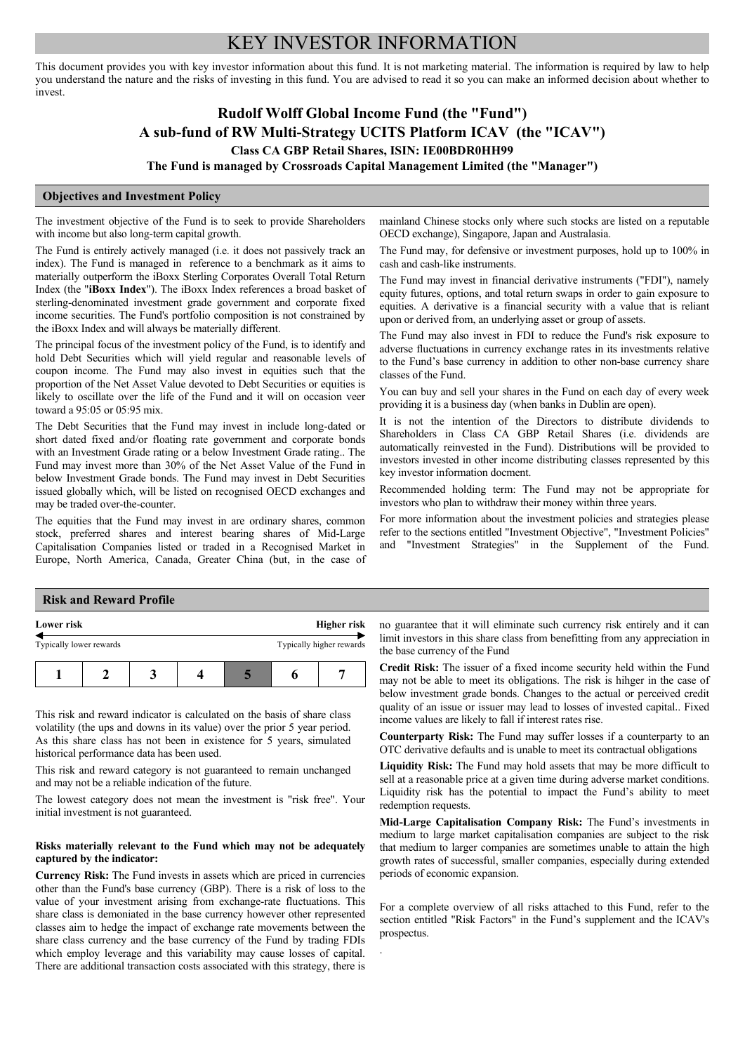# KEY INVESTOR INFORMATION

This document provides you with key investor information about this fund. It is not marketing material. The information is required by law to help you understand the nature and the risks of investing in this fund. You are advised to read it so you can make an informed decision about whether to invest.

**Rudolf Wolff Global Income Fund (the "Fund")**

**A sub-fund of RW Multi-Strategy UCITS Platform ICAV (the "ICAV")**

**Class CA GBP Retail Shares, ISIN: IE00BDR0HH99**

**The Fund is managed by Crossroads Capital Management Limited (the "Manager")**

## Objectives and Investment Policy

The investment objective of the Fund is to seek to provide Shareholders with income but also long-term capital growth.

The Fund is entirely actively managed (i.e. it does not passively track an index). The Fund is managed in reference to a benchmark as it aims to materially outperform the iBoxx Sterling Corporates Overall Total Return Index (the "**iBoxx Index**"). The iBoxx Index references a broad basket of sterling-denominated investment grade government and corporate fixed income securities. The Fund's portfolio composition is not constrained by the iBoxx Index and will always be materially different.

The principal focus of the investment policy of the Fund, is to identify and hold Debt Securities which will yield regular and reasonable levels of coupon income. The Fund may also invest in equities such that the proportion of the Net Asset Value devoted to Debt Securities or equities is likely to oscillate over the life of the Fund and it will on occasion veer toward a 95:05 or 05:95 mix.

The Debt Securities that the Fund may invest in include long-dated or short dated fixed and/or floating rate government and corporate bonds with an Investment Grade rating or a below Investment Grade rating.. The Fund may invest more than 30% of the Net Asset Value of the Fund in below Investment Grade bonds. The Fund may invest in Debt Securities issued globally which, will be listed on recognised OECD exchanges and may be traded over-the-counter.

The equities that the Fund may invest in are ordinary shares, common stock, preferred shares and interest bearing shares of Mid-Large Capitalisation Companies listed or traded in a Recognised Market in Europe, North America, Canada, Greater China (but, in the case of mainland Chinese stocks only where such stocks are listed on a reputable OECD exchange), Singapore, Japan and Australasia.

The Fund may, for defensive or investment purposes, hold up to 100% in cash and cash-like instruments.

The Fund may invest in financial derivative instruments ("FDI"), namely equity futures, options, and total return swaps in order to gain exposure to equities. A derivative is a financial security with a value that is reliant upon or derived from, an underlying asset or group of assets.

The Fund may also invest in FDI to reduce the Fund's risk exposure to adverse fluctuations in currency exchange rates in its investments relative to the Fund's base currency in addition to other non-base currency share classes of the Fund.

You can buy and sell your shares in the Fund on each day of every week providing it is a business day (when banks in Dublin are open).

It is not the intention of the Directors to distribute dividends to Shareholders in Class CA GBP Retail Shares (i.e. dividends are automatically reinvested in the Fund). Distributions will be provided to investors invested in other income distributing classes represented by this key investor information docment.

Recommended holding term: The Fund may not be appropriate for investors who plan to withdraw their money within three years.

For more information about the investment policies and strategies please refer to the sections entitled "Investment Objective", "Investment Policies" and "Investment Strategies" in the Supplement of the Fund.

## Risk and Reward Profile

| **Lower risk** | | | | | | **Higher risk** |
|---|---|---|---|---|---|---|
| Typically lower rewards | | | | | | Typically higher rewards |
| **1** | **2** | **3** | **4** | **5** | **6** | **7** |

This risk and reward indicator is calculated on the basis of share class volatility (the ups and downs in its value) over the prior 5 year period. As this share class has not been in existence for 5 years, simulated historical performance data has been used.

This risk and reward category is not guaranteed to remain unchanged and may not be a reliable indication of the future.

The lowest category does not mean the investment is "risk free". Your initial investment is not guaranteed.

**Risks materially relevant to the Fund which may not be adequately captured by the indicator:**

**Currency Risk:** The Fund invests in assets which are priced in currencies other than the Fund's base currency (GBP). There is a risk of loss to the value of your investment arising from exchange-rate fluctuations. This share class is demoniated in the base currency however other represented classes aim to hedge the impact of exchange rate movements between the share class currency and the base currency of the Fund by trading FDIs which employ leverage and this variability may cause losses of capital. There are additional transaction costs associated with this strategy, there is no guarantee that it will eliminate such currency risk entirely and it can limit investors in this share class from benefitting from any appreciation in the base currency of the Fund

**Credit Risk:** The issuer of a fixed income security held within the Fund may not be able to meet its obligations. The risk is hihger in the case of below investment grade bonds. Changes to the actual or perceived credit quality of an issue or issuer may lead to losses of invested capital.. Fixed income values are likely to fall if interest rates rise.

**Counterparty Risk:** The Fund may suffer losses if a counterparty to an OTC derivative defaults and is unable to meet its contractual obligations

**Liquidity Risk:** The Fund may hold assets that may be more difficult to sell at a reasonable price at a given time during adverse market conditions. Liquidity risk has the potential to impact the Fund's ability to meet redemption requests.

**Mid-Large Capitalisation Company Risk:** The Fund's investments in medium to large market capitalisation companies are subject to the risk that medium to larger companies are sometimes unable to attain the high growth rates of successful, smaller companies, especially during extended periods of economic expansion.

For a complete overview of all risks attached to this Fund, refer to the section entitled "Risk Factors" in the Fund's supplement and the ICAV's prospectus.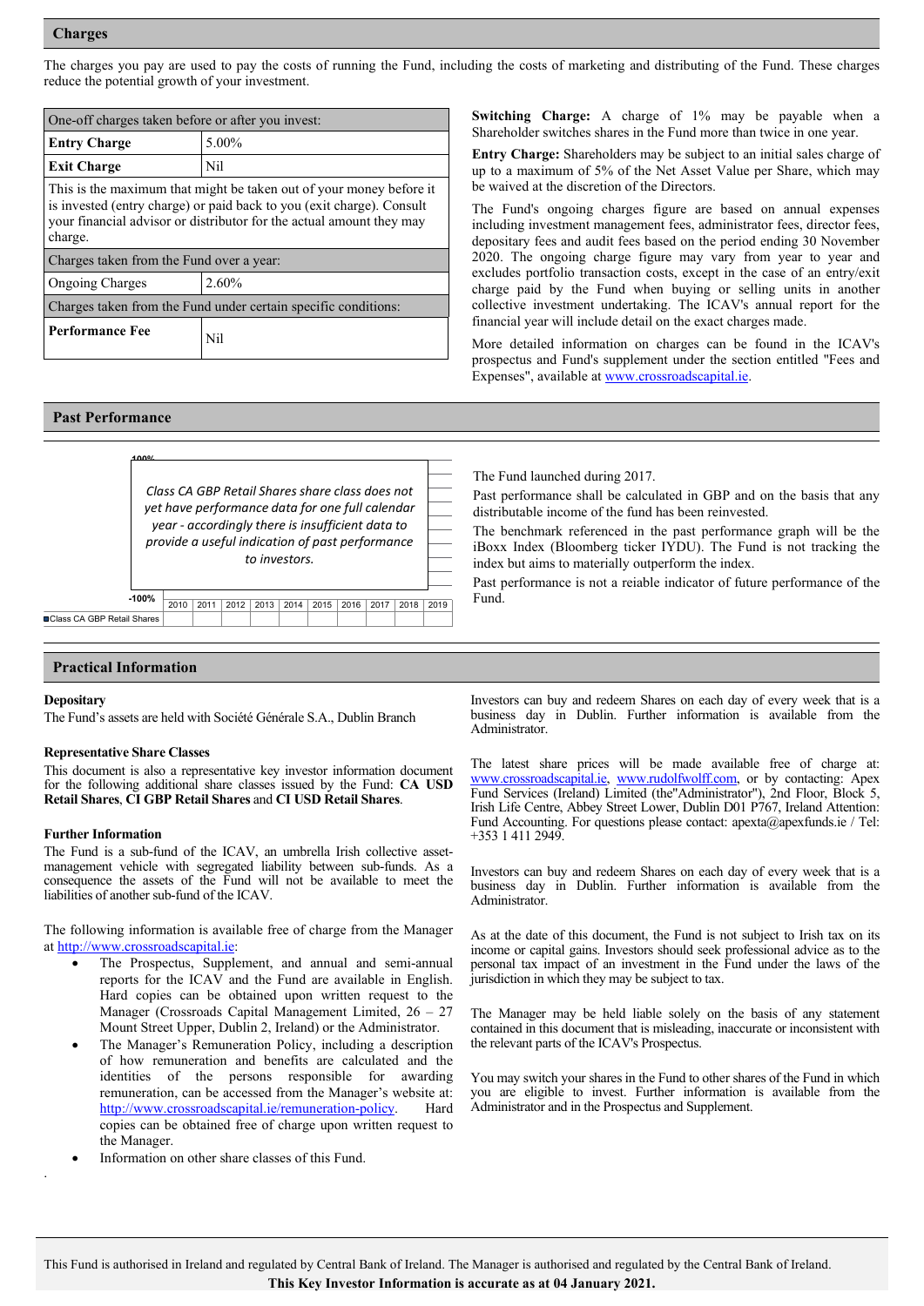## Charges

The charges you pay are used to pay the costs of running the Fund, including the costs of marketing and distributing of the Fund. These charges reduce the potential growth of your investment.

| One-off charges taken before or after you invest: | |
|---|---|
| **Entry Charge** | 5.00% |
| **Exit Charge** | Nil |
| This is the maximum that might be taken out of your money before it is invested (entry charge) or paid back to you (exit charge). Consult your financial advisor or distributor for the actual amount they may charge. | |
| Charges taken from the Fund over a year: | |
| Ongoing Charges | 2.60% |
| Charges taken from the Fund under certain specific conditions: | |
| **Performance Fee** | Nil |

**Switching Charge:** A charge of 1% may be payable when a Shareholder switches shares in the Fund more than twice in one year.

**Entry Charge:** Shareholders may be subject to an initial sales charge of up to a maximum of 5% of the Net Asset Value per Share, which may be waived at the discretion of the Directors.

The Fund's ongoing charges figure are based on annual expenses including investment management fees, administrator fees, director fees, depositary fees and audit fees based on the period ending 30 November 2020. The ongoing charge figure may vary from year to year and excludes portfolio transaction costs, except in the case of an entry/exit charge paid by the Fund when buying or selling units in another collective investment undertaking. The ICAV's annual report for the financial year will include detail on the exact charges made.

More detailed information on charges can be found in the ICAV's prospectus and Fund's supplement under the section entitled "Fees and Expenses", available at www.crossroadscapital.ie.

## Past Performance

100%

*Class CA GBP Retail Shares share class does not yet have performance data for one full calendar year - accordingly there is insufficient data to provide a useful indication of past performance to investors.*

-100%

2010 2011 2012 2013 2014 2015 2016 2017 2018 2019

Class CA GBP Retail Shares

The Fund launched during 2017.

Past performance shall be calculated in GBP and on the basis that any distributable income of the fund has been reinvested.

The benchmark referenced in the past performance graph will be the iBoxx Index (Bloomberg ticker IYDU). The Fund is not tracking the index but aims to materially outperform the index.

Past performance is not a reiable indicator of future performance of the Fund.

## Practical Information

**Depositary**

The Fund's assets are held with Société Générale S.A., Dublin Branch

**Representative Share Classes**

This document is also a representative key investor information document for the following additional share classes issued by the Fund: **CA USD Retail Shares**, **CI GBP Retail Shares** and **CI USD Retail Shares**.

**Further Information**

The Fund is a sub-fund of the ICAV, an umbrella Irish collective asset-management vehicle with segregated liability between sub-funds. As a consequence the assets of the Fund will not be available to meet the liabilities of another sub-fund of the ICAV.

The following information is available free of charge from the Manager at http://www.crossroadscapital.ie:

- The Prospectus, Supplement, and annual and semi-annual reports for the ICAV and the Fund are available in English. Hard copies can be obtained upon written request to the Manager (Crossroads Capital Management Limited, 26 – 27 Mount Street Upper, Dublin 2, Ireland) or the Administrator.
- The Manager's Remuneration Policy, including a description of how remuneration and benefits are calculated and the identities of the persons responsible for awarding remuneration, can be accessed from the Manager's website at: http://www.crossroadscapital.ie/remuneration-policy. Hard copies can be obtained free of charge upon written request to the Manager.
- Information on other share classes of this Fund.

Investors can buy and redeem Shares on each day of every week that is a business day in Dublin. Further information is available from the Administrator.

The latest share prices will be made available free of charge at: www.crossroadscapital.ie, www.rudolfwolff.com, or by contacting: Apex Fund Services (Ireland) Limited (the"Administrator"), 2nd Floor, Block 5, Irish Life Centre, Abbey Street Lower, Dublin D01 P767, Ireland Attention: Fund Accounting. For questions please contact: apexta@apexfunds.ie / Tel: +353 1 411 2949.

Investors can buy and redeem Shares on each day of every week that is a business day in Dublin. Further information is available from the Administrator.

As at the date of this document, the Fund is not subject to Irish tax on its income or capital gains. Investors should seek professional advice as to the personal tax impact of an investment in the Fund under the laws of the jurisdiction in which they may be subject to tax.

The Manager may be held liable solely on the basis of any statement contained in this document that is misleading, inaccurate or inconsistent with the relevant parts of the ICAV's Prospectus.

You may switch your shares in the Fund to other shares of the Fund in which you are eligible to invest. Further information is available from the Administrator and in the Prospectus and Supplement.

This Fund is authorised in Ireland and regulated by Central Bank of Ireland. The Manager is authorised and regulated by the Central Bank of Ireland.

**This Key Investor Information is accurate as at 04 January 2021.**